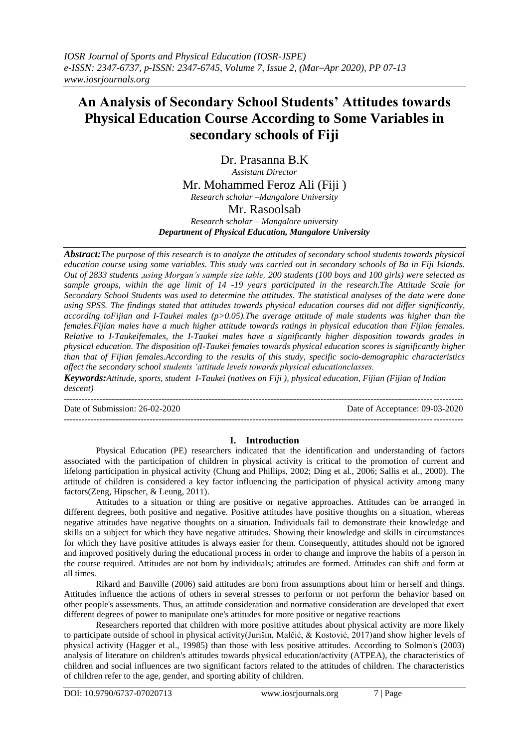# An Analysis of Secondary School Students' Attitudes towards Physical Education Course According to Some Variables in secondary schools of Fiji

Dr. Prasanna B.K

*Assistant Director*

Mr. Mohammed Feroz Ali (Fiji )

*Research scholar –Mangalore University*

Mr. Rasoolsab

*Research scholar – Mangalore university*

***Department of Physical Education, Mangalore University***

***Abstract:****The purpose of this research is to analyze the attitudes of secondary school students towards physical education course using some variables. This study was carried out in secondary schools of Ba in Fiji Islands. Out of 2833 students ,using Morgan's sample size table, 200 students (100 boys and 100 girls) were selected as sample groups, within the age limit of 14 -19 years participated in the research.The Attitude Scale for Secondary School Students was used to determine the attitudes. The statistical analyses of the data were done using SPSS. The findings stated that attitudes towards physical education courses did not differ significantly, according toFijian and I-Taukei males (p>0.05).The average attitude of male students was higher than the females.Fijian males have a much higher attitude towards ratings in physical education than Fijian females. Relative to I-Taukeifemales, the I-Taukei males have a significantly higher disposition towards grades in physical education. The disposition ofI-Taukei females towards physical education scores is significantly higher than that of Fijian females.According to the results of this study, specific socio-demographic characteristics affect the secondary school students 'attitude levels towards physical educationclasses.*

***Keywords:****Attitude, sports, student I-Taukei (natives on Fiji ), physical education, Fijian (Fijian of Indian descent)*

Date of Submission: 26-02-2020 Date of Acceptance: 09-03-2020

## I. Introduction

Physical Education (PE) researchers indicated that the identification and understanding of factors associated with the participation of children in physical activity is critical to the promotion of current and lifelong participation in physical activity (Chung and Phillips, 2002; Ding et al., 2006; Sallis et al., 2000). The attitude of children is considered a key factor influencing the participation of physical activity among many factors(Zeng, Hipscher, & Leung, 2011).

Attitudes to a situation or thing are positive or negative approaches. Attitudes can be arranged in different degrees, both positive and negative. Positive attitudes have positive thoughts on a situation, whereas negative attitudes have negative thoughts on a situation. Individuals fail to demonstrate their knowledge and skills on a subject for which they have negative attitudes. Showing their knowledge and skills in circumstances for which they have positive attitudes is always easier for them. Consequently, attitudes should not be ignored and improved positively during the educational process in order to change and improve the habits of a person in the course required. Attitudes are not born by individuals; attitudes are formed. Attitudes can shift and form at all times.

Rikard and Banville (2006) said attitudes are born from assumptions about him or herself and things. Attitudes influence the actions of others in several stresses to perform or not perform the behavior based on other people's assessments. Thus, an attitude consideration and normative consideration are developed that exert different degrees of power to manipulate one's attitudes for more positive or negative reactions

Researchers reported that children with more positive attitudes about physical activity are more likely to participate outside of school in physical activity(Jurišin, Malčić, & Kostović, 2017)and show higher levels of physical activity (Hagger et al., 19985) than those with less positive attitudes. According to Solmon's (2003) analysis of literature on children's attitudes towards physical education/activity (ATPEA), the characteristics of children and social influences are two significant factors related to the attitudes of children. The characteristics of children refer to the age, gender, and sporting ability of children.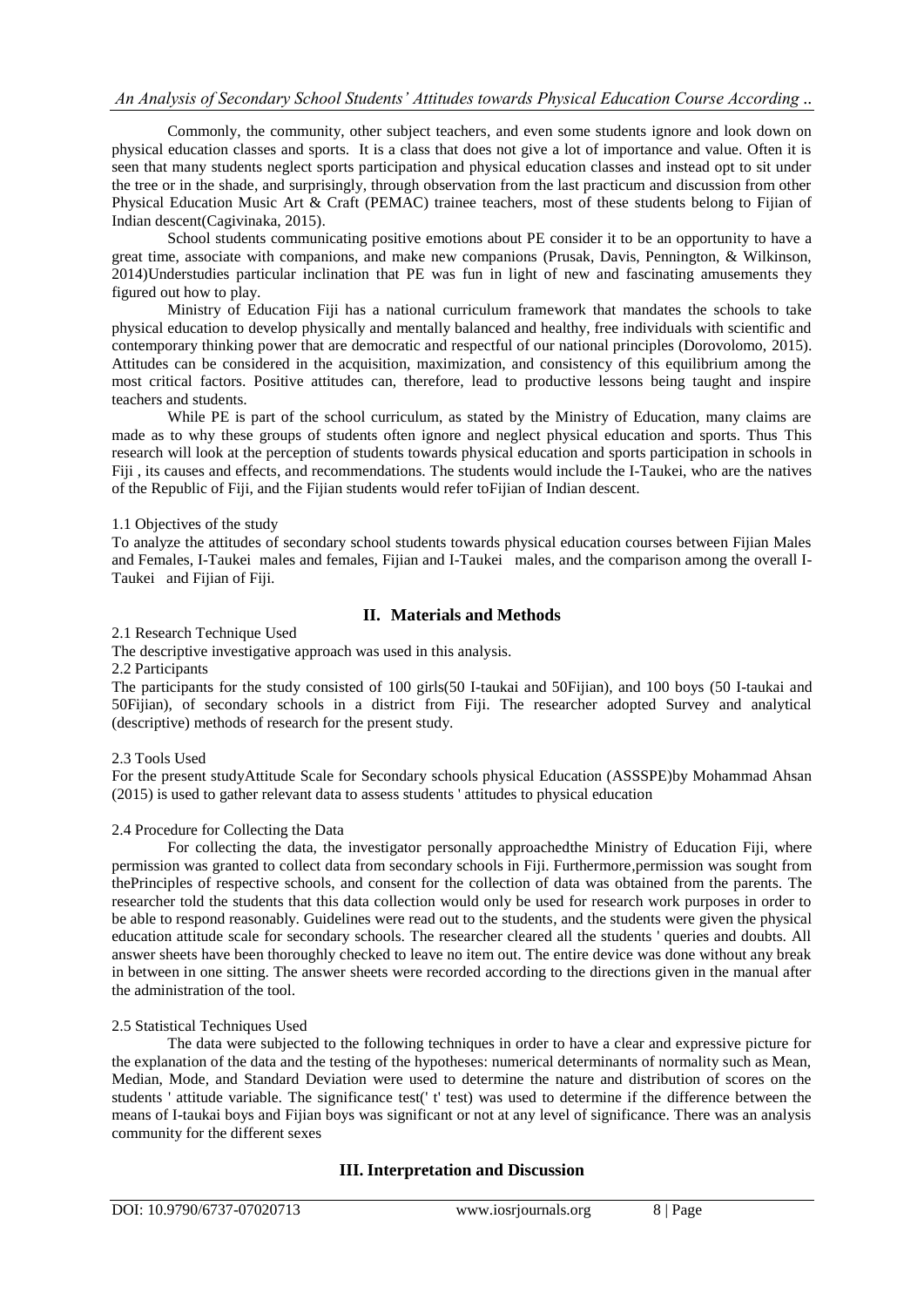Commonly, the community, other subject teachers, and even some students ignore and look down on physical education classes and sports. It is a class that does not give a lot of importance and value. Often it is seen that many students neglect sports participation and physical education classes and instead opt to sit under the tree or in the shade, and surprisingly, through observation from the last practicum and discussion from other Physical Education Music Art & Craft (PEMAC) trainee teachers, most of these students belong to Fijian of Indian descent(Cagivinaka, 2015).

School students communicating positive emotions about PE consider it to be an opportunity to have a great time, associate with companions, and make new companions (Prusak, Davis, Pennington, & Wilkinson, 2014)Understudies particular inclination that PE was fun in light of new and fascinating amusements they figured out how to play.

Ministry of Education Fiji has a national curriculum framework that mandates the schools to take physical education to develop physically and mentally balanced and healthy, free individuals with scientific and contemporary thinking power that are democratic and respectful of our national principles (Dorovolomo, 2015). Attitudes can be considered in the acquisition, maximization, and consistency of this equilibrium among the most critical factors. Positive attitudes can, therefore, lead to productive lessons being taught and inspire teachers and students.

While PE is part of the school curriculum, as stated by the Ministry of Education, many claims are made as to why these groups of students often ignore and neglect physical education and sports. Thus This research will look at the perception of students towards physical education and sports participation in schools in Fiji , its causes and effects, and recommendations. The students would include the I-Taukei, who are the natives of the Republic of Fiji, and the Fijian students would refer toFijian of Indian descent.

1.1 Objectives of the study

To analyze the attitudes of secondary school students towards physical education courses between Fijian Males and Females, I-Taukei males and females, Fijian and I-Taukei males, and the comparison among the overall I-Taukei and Fijian of Fiji.

## II. Materials and Methods

2.1 Research Technique Used

The descriptive investigative approach was used in this analysis.

2.2 Participants

The participants for the study consisted of 100 girls(50 I-taukai and 50Fijian), and 100 boys (50 I-taukai and 50Fijian), of secondary schools in a district from Fiji. The researcher adopted Survey and analytical (descriptive) methods of research for the present study.

2.3 Tools Used

For the present studyAttitude Scale for Secondary schools physical Education (ASSSPE)by Mohammad Ahsan (2015) is used to gather relevant data to assess students ' attitudes to physical education

2.4 Procedure for Collecting the Data

For collecting the data, the investigator personally approachedthe Ministry of Education Fiji, where permission was granted to collect data from secondary schools in Fiji. Furthermore,permission was sought from thePrinciples of respective schools, and consent for the collection of data was obtained from the parents. The researcher told the students that this data collection would only be used for research work purposes in order to be able to respond reasonably. Guidelines were read out to the students, and the students were given the physical education attitude scale for secondary schools. The researcher cleared all the students ' queries and doubts. All answer sheets have been thoroughly checked to leave no item out. The entire device was done without any break in between in one sitting. The answer sheets were recorded according to the directions given in the manual after the administration of the tool.

2.5 Statistical Techniques Used

The data were subjected to the following techniques in order to have a clear and expressive picture for the explanation of the data and the testing of the hypotheses: numerical determinants of normality such as Mean, Median, Mode, and Standard Deviation were used to determine the nature and distribution of scores on the students ' attitude variable. The significance test(' t' test) was used to determine if the difference between the means of I-taukai boys and Fijian boys was significant or not at any level of significance. There was an analysis community for the different sexes

## III. Interpretation and Discussion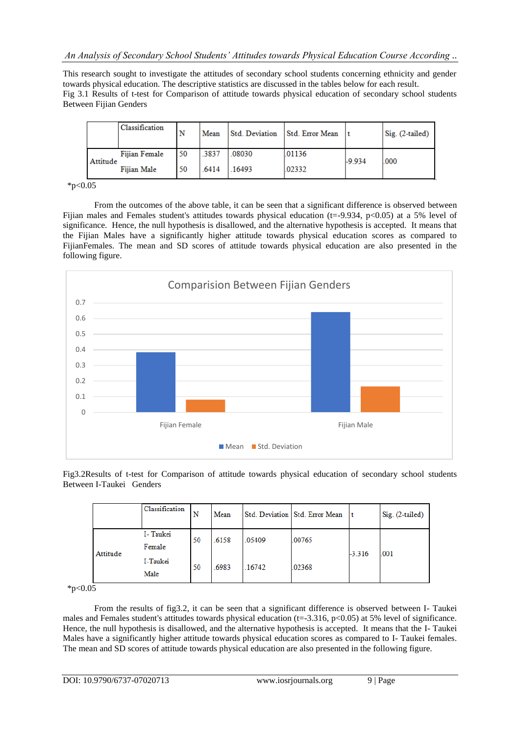This research sought to investigate the attitudes of secondary school students concerning ethnicity and gender towards physical education. The descriptive statistics are discussed in the tables below for each result.
Fig 3.1 Results of t-test for Comparison of attitude towards physical education of secondary school students Between Fijian Genders

| | Classification | N | Mean | Std. Deviation | Std. Error Mean | t | Sig. (2-tailed) |
|---|---|---|---|---|---|---|---|
| Attitude | Fijian Female | 50 | .3837 | .08030 | .01136 | -9.934 | .000 |
| | Fijian Male | 50 | .6414 | .16493 | .02332 | | |

*p<0.05

From the outcomes of the above table, it can be seen that a significant difference is observed between Fijian males and Females student's attitudes towards physical education (t=-9.934, p<0.05) at a 5% level of significance. Hence, the null hypothesis is disallowed, and the alternative hypothesis is accepted. It means that the Fijian Males have a significantly higher attitude towards physical education scores as compared to FijianFemales. The mean and SD scores of attitude towards physical education are also presented in the following figure.

Comparision Between Fijian Genders

| | Mean | Std. Deviation |
|---|---|---|
| Fijian Female | 0.3837 | 0.08030 |
| Fijian Male | 0.6414 | 0.16493 |

Fig3.2Results of t-test for Comparison of attitude towards physical education of secondary school students Between I-Taukei Genders

| | Classification | N | Mean | Std. Deviation | Std. Error Mean | t | Sig. (2-tailed) |
|---|---|---|---|---|---|---|---|
| Attitude | I- Taukei Female | 50 | .6158 | .05409 | .00765 | -3.316 | .001 |
| | I-Taukei Male | 50 | .6983 | .16742 | .02368 | | |

*p<0.05

From the results of fig3.2, it can be seen that a significant difference is observed between I- Taukei males and Females student's attitudes towards physical education (t=-3.316, p<0.05) at 5% level of significance. Hence, the null hypothesis is disallowed, and the alternative hypothesis is accepted. It means that the I- Taukei Males have a significantly higher attitude towards physical education scores as compared to I- Taukei females. The mean and SD scores of attitude towards physical education are also presented in the following figure.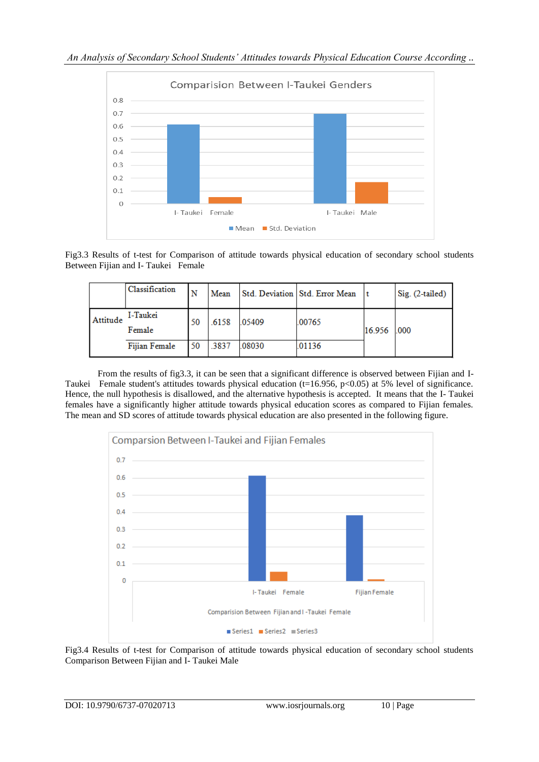Fig3.3 Results of t-test for Comparison of attitude towards physical education of secondary school students Between Fijian and I- Taukei Female

| | Classification | N | Mean | Std. Deviation | Std. Error Mean | t | Sig. (2-tailed) |
|---|---|---|---|---|---|---|---|
| Attitude | I-Taukei Female | 50 | .6158 | .05409 | .00765 | 16.956 | .000 |
| | Fijian Female | 50 | .3837 | .08030 | .01136 | | |

From the results of fig3.3, it can be seen that a significant difference is observed between Fijian and I- Taukei Female student's attitudes towards physical education ($t=16.956$, $p<0.05$) at 5% level of significance. Hence, the null hypothesis is disallowed, and the alternative hypothesis is accepted. It means that the I- Taukei females have a significantly higher attitude towards physical education scores as compared to Fijian females. The mean and SD scores of attitude towards physical education are also presented in the following figure.

Fig3.4 Results of t-test for Comparison of attitude towards physical education of secondary school students Comparison Between Fijian and I- Taukei Male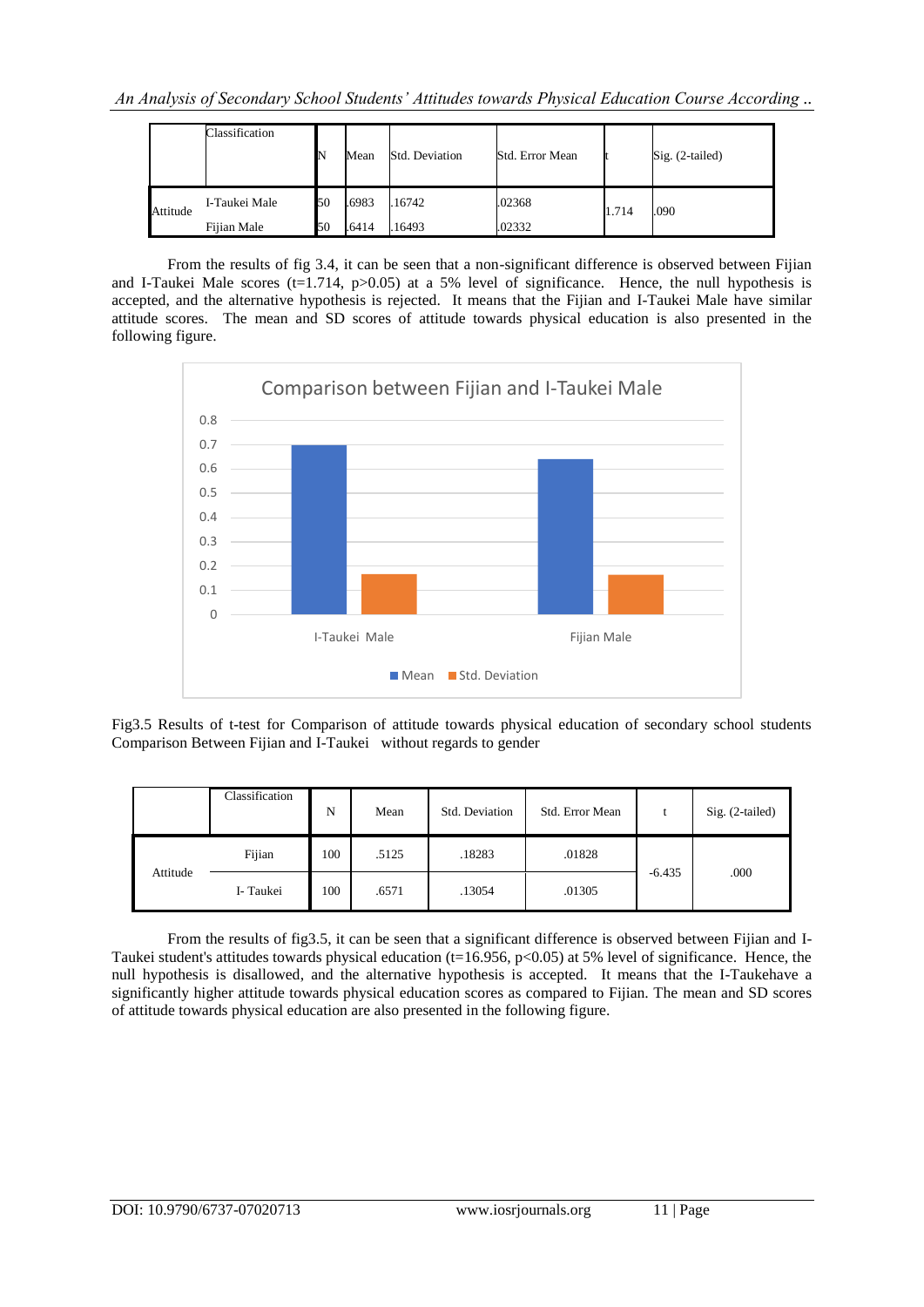| | Classification | N | Mean | Std. Deviation | Std. Error Mean | t | Sig. (2-tailed) |
|---|---|---|---|---|---|---|---|
| Attitude | I-Taukei Male | 50 | .6983 | .16742 | .02368 | 1.714 | .090 |
| | Fijian Male | 50 | .6414 | .16493 | .02332 | | |

From the results of fig 3.4, it can be seen that a non-significant difference is observed between Fijian and I-Taukei Male scores (t=1.714, p>0.05) at a 5% level of significance. Hence, the null hypothesis is accepted, and the alternative hypothesis is rejected. It means that the Fijian and I-Taukei Male have similar attitude scores. The mean and SD scores of attitude towards physical education is also presented in the following figure.

Fig3.5 Results of t-test for Comparison of attitude towards physical education of secondary school students Comparison Between Fijian and I-Taukei without regards to gender

| | Classification | N | Mean | Std. Deviation | Std. Error Mean | t | Sig. (2-tailed) |
|---|---|---|---|---|---|---|---|
| Attitude | Fijian | 100 | .5125 | .18283 | .01828 | -6.435 | .000 |
| | I- Taukei | 100 | .6571 | .13054 | .01305 | | |

From the results of fig3.5, it can be seen that a significant difference is observed between Fijian and I-Taukei student's attitudes towards physical education (t=16.956, p<0.05) at 5% level of significance. Hence, the null hypothesis is disallowed, and the alternative hypothesis is accepted. It means that the I-Taukehave a significantly higher attitude towards physical education scores as compared to Fijian. The mean and SD scores of attitude towards physical education are also presented in the following figure.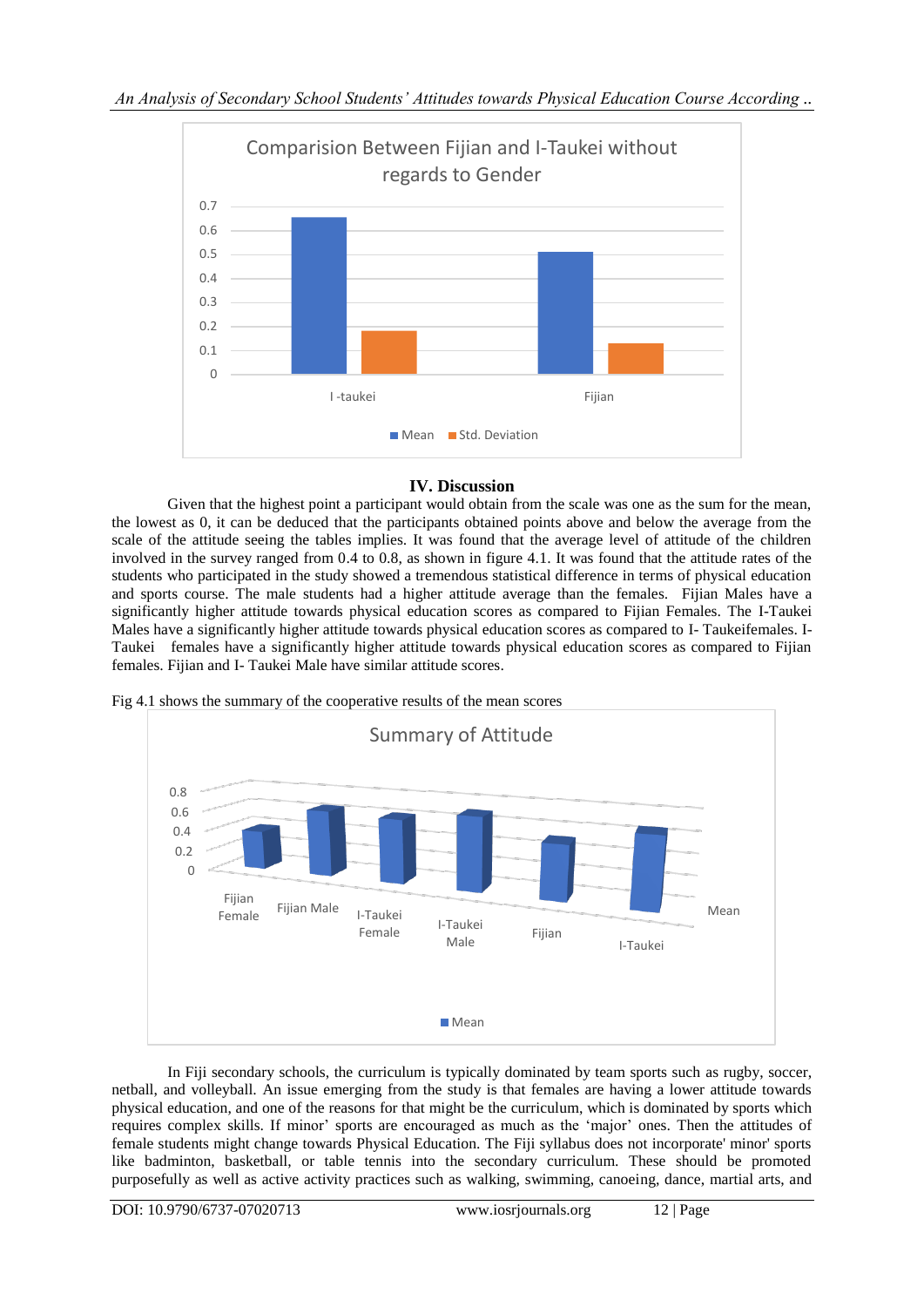## IV. Discussion

Given that the highest point a participant would obtain from the scale was one as the sum for the mean, the lowest as 0, it can be deduced that the participants obtained points above and below the average from the scale of the attitude seeing the tables implies. It was found that the average level of attitude of the children involved in the survey ranged from 0.4 to 0.8, as shown in figure 4.1. It was found that the attitude rates of the students who participated in the study showed a tremendous statistical difference in terms of physical education and sports course. The male students had a higher attitude average than the females. Fijian Males have a significantly higher attitude towards physical education scores as compared to Fijian Females. The I-Taukei Males have a significantly higher attitude towards physical education scores as compared to I- Taukeifemales. I-Taukei females have a significantly higher attitude towards physical education scores as compared to Fijian females. Fijian and I- Taukei Male have similar attitude scores.

Fig 4.1 shows the summary of the cooperative results of the mean scores

In Fiji secondary schools, the curriculum is typically dominated by team sports such as rugby, soccer, netball, and volleyball. An issue emerging from the study is that females are having a lower attitude towards physical education, and one of the reasons for that might be the curriculum, which is dominated by sports which requires complex skills. If minor' sports are encouraged as much as the 'major' ones. Then the attitudes of female students might change towards Physical Education. The Fiji syllabus does not incorporate' minor' sports like badminton, basketball, or table tennis into the secondary curriculum. These should be promoted purposefully as well as active activity practices such as walking, swimming, canoeing, dance, martial arts, and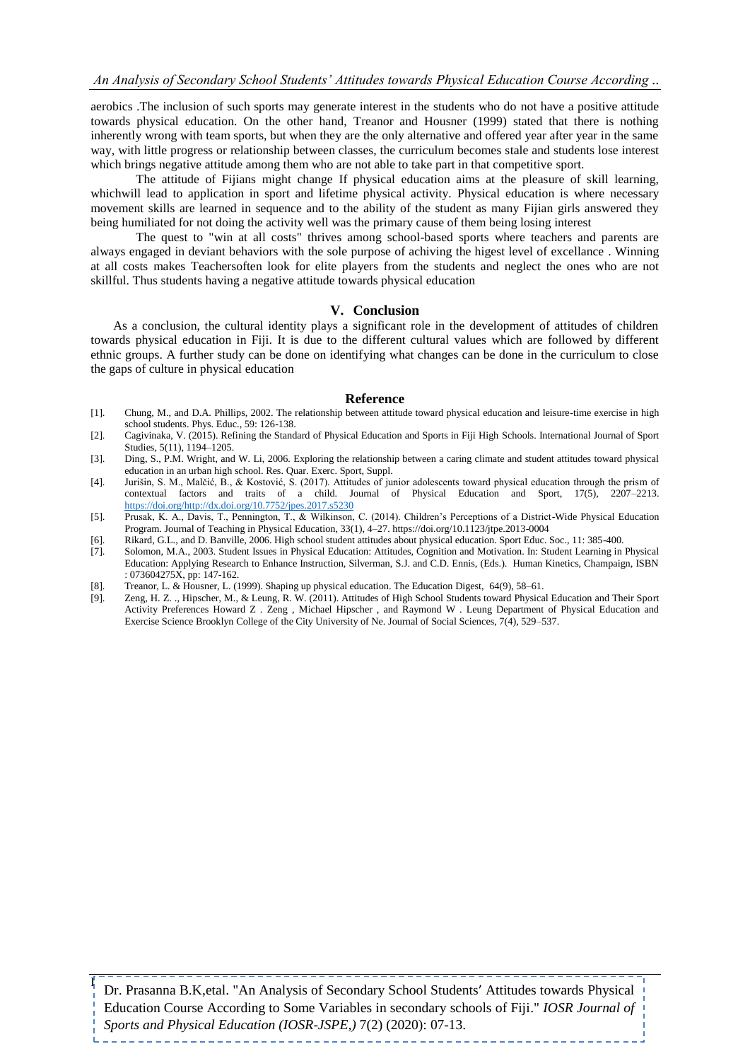aerobics .The inclusion of such sports may generate interest in the students who do not have a positive attitude towards physical education. On the other hand, Treanor and Housner (1999) stated that there is nothing inherently wrong with team sports, but when they are the only alternative and offered year after year in the same way, with little progress or relationship between classes, the curriculum becomes stale and students lose interest which brings negative attitude among them who are not able to take part in that competitive sport.

The attitude of Fijians might change If physical education aims at the pleasure of skill learning, whichwill lead to application in sport and lifetime physical activity. Physical education is where necessary movement skills are learned in sequence and to the ability of the student as many Fijian girls answered they being humiliated for not doing the activity well was the primary cause of them being losing interest

The quest to "win at all costs" thrives among school-based sports where teachers and parents are always engaged in deviant behaviors with the sole purpose of achiving the higest level of excellance . Winning at all costs makes Teachersoften look for elite players from the students and neglect the ones who are not skillful. Thus students having a negative attitude towards physical education

## V. Conclusion

As a conclusion, the cultural identity plays a significant role in the development of attitudes of children towards physical education in Fiji. It is due to the different cultural values which are followed by different ethnic groups. A further study can be done on identifying what changes can be done in the curriculum to close the gaps of culture in physical education

## Reference

[1]. Chung, M., and D.A. Phillips, 2002. The relationship between attitude toward physical education and leisure-time exercise in high school students. Phys. Educ., 59: 126-138.

[2]. Cagivinaka, V. (2015). Refining the Standard of Physical Education and Sports in Fiji High Schools. International Journal of Sport Studies, 5(11), 1194–1205.

[3]. Ding, S., P.M. Wright, and W. Li, 2006. Exploring the relationship between a caring climate and student attitudes toward physical education in an urban high school. Res. Quar. Exerc. Sport, Suppl.

[4]. Jurišin, S. M., Malčić, B., & Kostović, S. (2017). Attitudes of junior adolescents toward physical education through the prism of contextual factors and traits of a child. Journal of Physical Education and Sport, 17(5), 2207–2213. https://doi.org/http://dx.doi.org/10.7752/jpes.2017.s5230

[5]. Prusak, K. A., Davis, T., Pennington, T., & Wilkinson, C. (2014). Children's Perceptions of a District-Wide Physical Education Program. Journal of Teaching in Physical Education, 33(1), 4–27. https://doi.org/10.1123/jtpe.2013-0004

[6]. Rikard, G.L., and D. Banville, 2006. High school student attitudes about physical education. Sport Educ. Soc., 11: 385-400.

[7]. Solomon, M.A., 2003. Student Issues in Physical Education: Attitudes, Cognition and Motivation. In: Student Learning in Physical Education: Applying Research to Enhance Instruction, Silverman, S.J. and C.D. Ennis, (Eds.). Human Kinetics, Champaign, ISBN : 073604275X, pp: 147-162.

[8]. Treanor, L. & Housner, L. (1999). Shaping up physical education. The Education Digest, 64(9), 58–61.

[9]. Zeng, H. Z. ., Hipscher, M., & Leung, R. W. (2011). Attitudes of High School Students toward Physical Education and Their Sport Activity Preferences Howard Z . Zeng , Michael Hipscher , and Raymond W . Leung Department of Physical Education and Exercise Science Brooklyn College of the City University of Ne. Journal of Social Sciences, 7(4), 529–537.

Dr. Prasanna B.K,etal. "An Analysis of Secondary School Students' Attitudes towards Physical Education Course According to Some Variables in secondary schools of Fiji." *IOSR Journal of Sports and Physical Education (IOSR-JSPE,)* 7(2) (2020): 07-13.